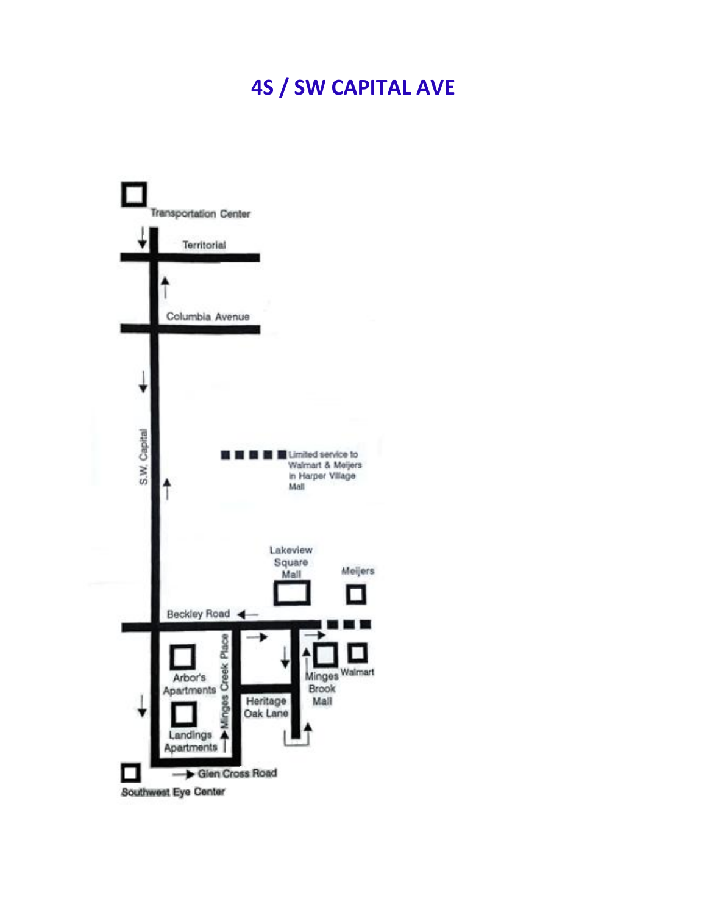# 4S / SW CAPITAL AVE

Transportation Center

Territorial

Columbia Avenue

S.W. Capital

Limited service to Walmart & Meijers in Harper Village Mall

Lakeview Square Mall

Meijers

Beckley Road

Arbor's Apartments

Minges Creek Place

Minges Brook Mall

Walmart

Heritage Oak Lane

Landings Apartments

Glen Cross Road

Southwest Eye Center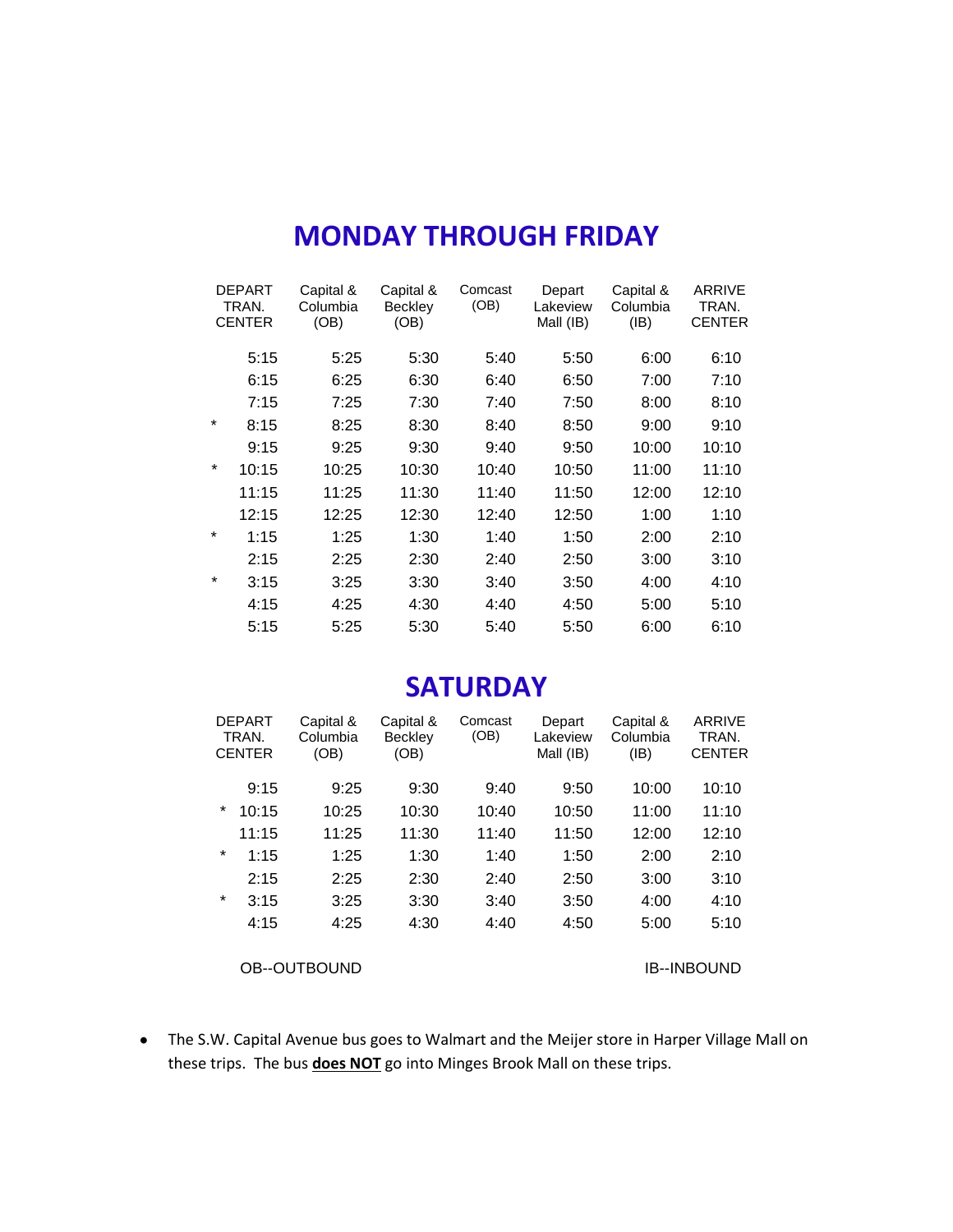# MONDAY THROUGH FRIDAY

| | DEPART TRAN. CENTER | Capital & Columbia (OB) | Capital & Beckley (OB) | Comcast (OB) | Depart Lakeview Mall (IB) | Capital & Columbia (IB) | ARRIVE TRAN. CENTER |
|---|---|---|---|---|---|---|---|
| | 5:15 | 5:25 | 5:30 | 5:40 | 5:50 | 6:00 | 6:10 |
| | 6:15 | 6:25 | 6:30 | 6:40 | 6:50 | 7:00 | 7:10 |
| | 7:15 | 7:25 | 7:30 | 7:40 | 7:50 | 8:00 | 8:10 |
| * | 8:15 | 8:25 | 8:30 | 8:40 | 8:50 | 9:00 | 9:10 |
| | 9:15 | 9:25 | 9:30 | 9:40 | 9:50 | 10:00 | 10:10 |
| * | 10:15 | 10:25 | 10:30 | 10:40 | 10:50 | 11:00 | 11:10 |
| | 11:15 | 11:25 | 11:30 | 11:40 | 11:50 | 12:00 | 12:10 |
| | 12:15 | 12:25 | 12:30 | 12:40 | 12:50 | 1:00 | 1:10 |
| * | 1:15 | 1:25 | 1:30 | 1:40 | 1:50 | 2:00 | 2:10 |
| | 2:15 | 2:25 | 2:30 | 2:40 | 2:50 | 3:00 | 3:10 |
| * | 3:15 | 3:25 | 3:30 | 3:40 | 3:50 | 4:00 | 4:10 |
| | 4:15 | 4:25 | 4:30 | 4:40 | 4:50 | 5:00 | 5:10 |
| | 5:15 | 5:25 | 5:30 | 5:40 | 5:50 | 6:00 | 6:10 |

# SATURDAY

| | DEPART TRAN. CENTER | Capital & Columbia (OB) | Capital & Beckley (OB) | Comcast (OB) | Depart Lakeview Mall (IB) | Capital & Columbia (IB) | ARRIVE TRAN. CENTER |
|---|---|---|---|---|---|---|---|
| | 9:15 | 9:25 | 9:30 | 9:40 | 9:50 | 10:00 | 10:10 |
| * | 10:15 | 10:25 | 10:30 | 10:40 | 10:50 | 11:00 | 11:10 |
| | 11:15 | 11:25 | 11:30 | 11:40 | 11:50 | 12:00 | 12:10 |
| * | 1:15 | 1:25 | 1:30 | 1:40 | 1:50 | 2:00 | 2:10 |
| | 2:15 | 2:25 | 2:30 | 2:40 | 2:50 | 3:00 | 3:10 |
| * | 3:15 | 3:25 | 3:30 | 3:40 | 3:50 | 4:00 | 4:10 |
| | 4:15 | 4:25 | 4:30 | 4:40 | 4:50 | 5:00 | 5:10 |

OB--OUTBOUND IB--INBOUND

- The S.W. Capital Avenue bus goes to Walmart and the Meijer store in Harper Village Mall on these trips. The bus **does NOT** go into Minges Brook Mall on these trips.